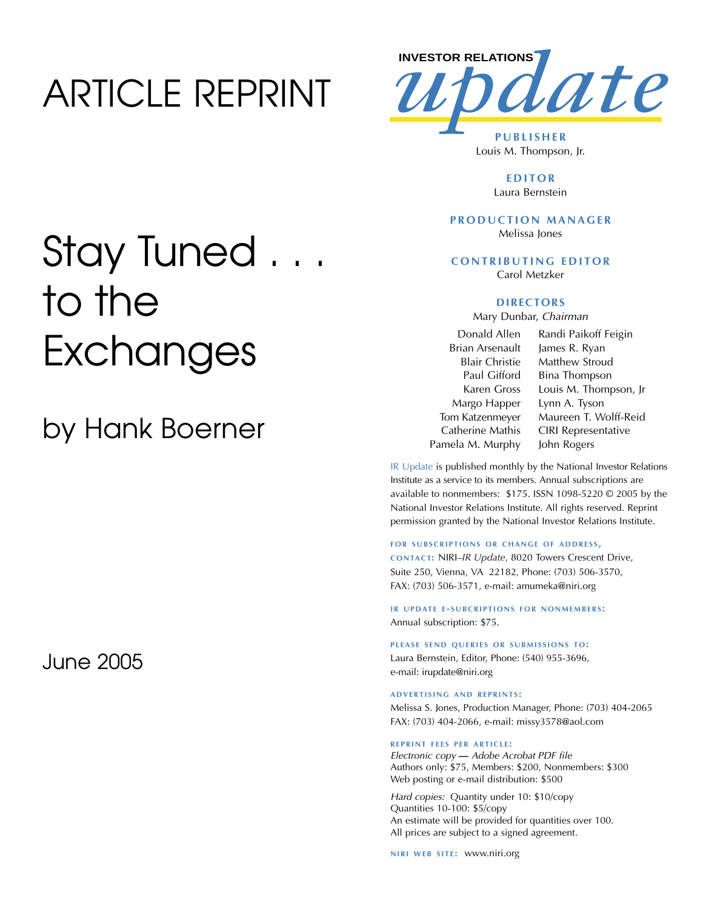# ARTICLE REPRINT

# Stay Tuned . . . to the Exchanges

## by Hank Boerner

June 2005

INVESTOR RELATIONS *update*

**PUBLISHER**
Louis M. Thompson, Jr.

**EDITOR**
Laura Bernstein

**PRODUCTION MANAGER**
Melissa Jones

**CONTRIBUTING EDITOR**
Carol Metzker

**DIRECTORS**
Mary Dunbar, *Chairman*

| | |
|---|---|
| Donald Allen | Randi Paikoff Feigin |
| Brian Arsenault | James R. Ryan |
| Blair Christie | Matthew Stroud |
| Paul Gifford | Bina Thompson |
| Karen Gross | Louis M. Thompson, Jr |
| Margo Happer | Lynn A. Tyson |
| Tom Katzenmeyer | Maureen T. Wolff-Reid |
| Catherine Mathis | CIRI Representative |
| Pamela M. Murphy | John Rogers |

IR Update is published monthly by the National Investor Relations Institute as a service to its members. Annual subscriptions are available to nonmembers: $175. ISSN 1098-5220 © 2005 by the National Investor Relations Institute. All rights reserved. Reprint permission granted by the National Investor Relations Institute.

**FOR SUBSCRIPTIONS OR CHANGE OF ADDRESS, CONTACT:** NIRI–*IR Update*, 8020 Towers Crescent Drive, Suite 250, Vienna, VA 22182, Phone: (703) 506-3570, FAX: (703) 506-3571, e-mail: amumeka@niri.org

**IR UPDATE E-SUBCRIPTIONS FOR NONMEMBERS:** Annual subscription: $75.

**PLEASE SEND QUERIES OR SUBMISSIONS TO:** Laura Bernstein, Editor, Phone: (540) 955-3696, e-mail: irupdate@niri.org

**ADVERTISING AND REPRINTS:** Melissa S. Jones, Production Manager, Phone: (703) 404-2065 FAX: (703) 404-2066, e-mail: missy3578@aol.com

**REPRINT FEES PER ARTICLE:**
*Electronic copy — Adobe Acrobat PDF file*
Authors only: $75, Members: $200, Nonmembers: $300
Web posting or e-mail distribution: $500

*Hard copies:* Quantity under 10: $10/copy
Quantities 10-100: $5/copy
An estimate will be provided for quantities over 100.
All prices are subject to a signed agreement.

**NIRI WEB SITE:** www.niri.org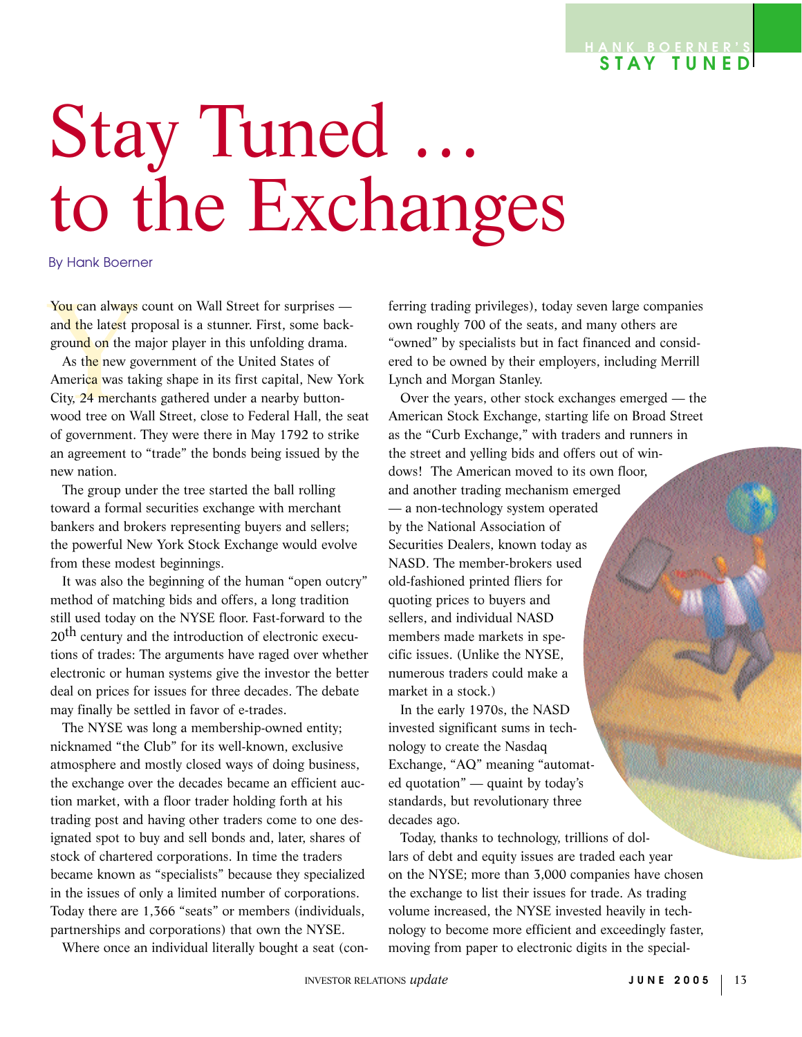# Stay Tuned … to the Exchanges

By Hank Boerner

You can always count on Wall Street for surprises — and the latest proposal is a stunner. First, some background on the major player in this unfolding drama.

As the new government of the United States of America was taking shape in its first capital, New York City, 24 merchants gathered under a nearby buttonwood tree on Wall Street, close to Federal Hall, the seat of government. They were there in May 1792 to strike an agreement to "trade" the bonds being issued by the new nation.

The group under the tree started the ball rolling toward a formal securities exchange with merchant bankers and brokers representing buyers and sellers; the powerful New York Stock Exchange would evolve from these modest beginnings.

It was also the beginning of the human "open outcry" method of matching bids and offers, a long tradition still used today on the NYSE floor. Fast-forward to the 20th century and the introduction of electronic executions of trades: The arguments have raged over whether electronic or human systems give the investor the better deal on prices for issues for three decades. The debate may finally be settled in favor of e-trades.

The NYSE was long a membership-owned entity; nicknamed "the Club" for its well-known, exclusive atmosphere and mostly closed ways of doing business, the exchange over the decades became an efficient auction market, with a floor trader holding forth at his trading post and having other traders come to one designated spot to buy and sell bonds and, later, shares of stock of chartered corporations. In time the traders became known as "specialists" because they specialized in the issues of only a limited number of corporations. Today there are 1,366 "seats" or members (individuals, partnerships and corporations) that own the NYSE.

Where once an individual literally bought a seat (conferring trading privileges), today seven large companies own roughly 700 of the seats, and many others are "owned" by specialists but in fact financed and considered to be owned by their employers, including Merrill Lynch and Morgan Stanley.

Over the years, other stock exchanges emerged — the American Stock Exchange, starting life on Broad Street as the "Curb Exchange," with traders and runners in the street and yelling bids and offers out of windows! The American moved to its own floor, and another trading mechanism emerged — a non-technology system operated by the National Association of Securities Dealers, known today as NASD. The member-brokers used old-fashioned printed fliers for quoting prices to buyers and sellers, and individual NASD members made markets in specific issues. (Unlike the NYSE, numerous traders could make a market in a stock.)

In the early 1970s, the NASD invested significant sums in technology to create the Nasdaq Exchange, "AQ" meaning "automated quotation" — quaint by today's standards, but revolutionary three decades ago.

Today, thanks to technology, trillions of dollars of debt and equity issues are traded each year on the NYSE; more than 3,000 companies have chosen the exchange to list their issues for trade. As trading volume increased, the NYSE invested heavily in technology to become more efficient and exceedingly faster, moving from paper to electronic digits in the special-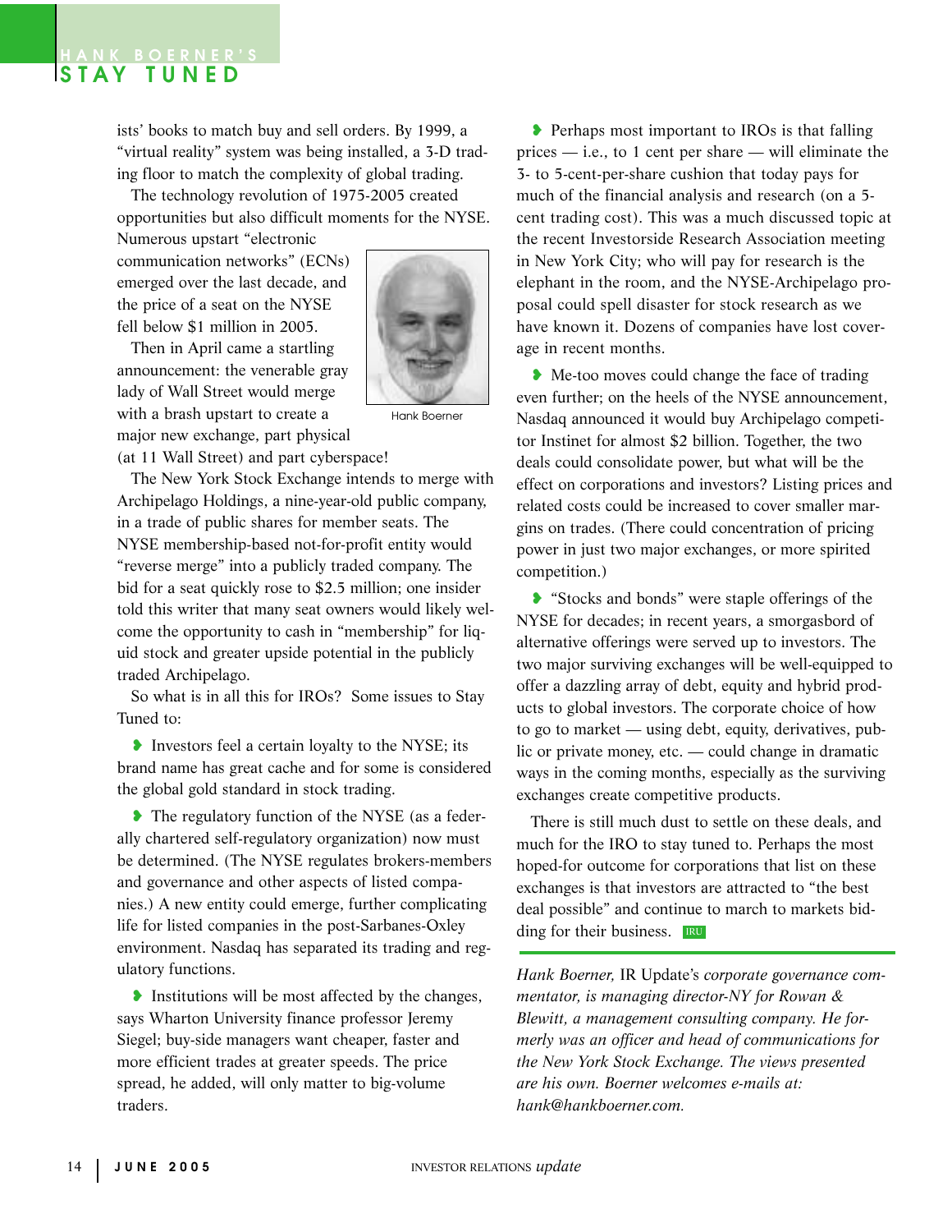ists' books to match buy and sell orders. By 1999, a "virtual reality" system was being installed, a 3-D trading floor to match the complexity of global trading.

The technology revolution of 1975-2005 created opportunities but also difficult moments for the NYSE. Numerous upstart "electronic communication networks" (ECNs) emerged over the last decade, and the price of a seat on the NYSE fell below $1 million in 2005.

Hank Boerner

Then in April came a startling announcement: the venerable gray lady of Wall Street would merge with a brash upstart to create a major new exchange, part physical (at 11 Wall Street) and part cyberspace!

The New York Stock Exchange intends to merge with Archipelago Holdings, a nine-year-old public company, in a trade of public shares for member seats. The NYSE membership-based not-for-profit entity would "reverse merge" into a publicly traded company. The bid for a seat quickly rose to $2.5 million; one insider told this writer that many seat owners would likely welcome the opportunity to cash in "membership" for liquid stock and greater upside potential in the publicly traded Archipelago.

So what is in all this for IROs? Some issues to Stay Tuned to:

- Investors feel a certain loyalty to the NYSE; its brand name has great cache and for some is considered the global gold standard in stock trading.

- The regulatory function of the NYSE (as a federally chartered self-regulatory organization) now must be determined. (The NYSE regulates brokers-members and governance and other aspects of listed companies.) A new entity could emerge, further complicating life for listed companies in the post-Sarbanes-Oxley environment. Nasdaq has separated its trading and regulatory functions.

- Institutions will be most affected by the changes, says Wharton University finance professor Jeremy Siegel; buy-side managers want cheaper, faster and more efficient trades at greater speeds. The price spread, he added, will only matter to big-volume traders.

- Perhaps most important to IROs is that falling prices — i.e., to 1 cent per share — will eliminate the 3- to 5-cent-per-share cushion that today pays for much of the financial analysis and research (on a 5-cent trading cost). This was a much discussed topic at the recent Investorside Research Association meeting in New York City; who will pay for research is the elephant in the room, and the NYSE-Archipelago proposal could spell disaster for stock research as we have known it. Dozens of companies have lost coverage in recent months.

- Me-too moves could change the face of trading even further; on the heels of the NYSE announcement, Nasdaq announced it would buy Archipelago competitor Instinet for almost $2 billion. Together, the two deals could consolidate power, but what will be the effect on corporations and investors? Listing prices and related costs could be increased to cover smaller margins on trades. (There could concentration of pricing power in just two major exchanges, or more spirited competition.)

- "Stocks and bonds" were staple offerings of the NYSE for decades; in recent years, a smorgasbord of alternative offerings were served up to investors. The two major surviving exchanges will be well-equipped to offer a dazzling array of debt, equity and hybrid products to global investors. The corporate choice of how to go to market — using debt, equity, derivatives, public or private money, etc. — could change in dramatic ways in the coming months, especially as the surviving exchanges create competitive products.

There is still much dust to settle on these deals, and much for the IRO to stay tuned to. Perhaps the most hoped-for outcome for corporations that list on these exchanges is that investors are attracted to "the best deal possible" and continue to march to markets bidding for their business. IRU

---

*Hank Boerner,* IR Update's *corporate governance commentator, is managing director-NY for Rowan & Blewitt, a management consulting company. He formerly was an officer and head of communications for the New York Stock Exchange. The views presented are his own. Boerner welcomes e-mails at: hank@hankboerner.com.*